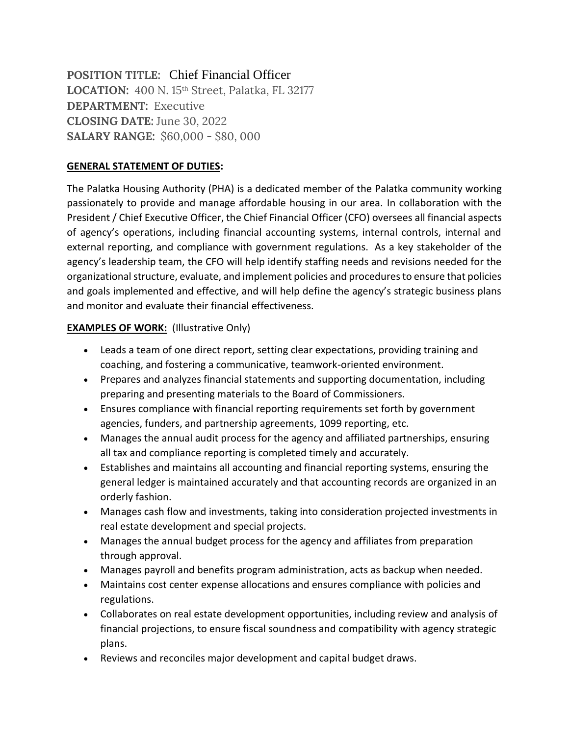**POSITION TITLE:** Chief Financial Officer
**LOCATION:** 400 N. 15th Street, Palatka, FL 32177
**DEPARTMENT:** Executive
**CLOSING DATE:** June 30, 2022
**SALARY RANGE:** \$60,000 - \$80, 000

## GENERAL STATEMENT OF DUTIES:

The Palatka Housing Authority (PHA) is a dedicated member of the Palatka community working passionately to provide and manage affordable housing in our area. In collaboration with the President / Chief Executive Officer, the Chief Financial Officer (CFO) oversees all financial aspects of agency's operations, including financial accounting systems, internal controls, internal and external reporting, and compliance with government regulations. As a key stakeholder of the agency's leadership team, the CFO will help identify staffing needs and revisions needed for the organizational structure, evaluate, and implement policies and procedures to ensure that policies and goals implemented and effective, and will help define the agency's strategic business plans and monitor and evaluate their financial effectiveness.

## EXAMPLES OF WORK: (Illustrative Only)

- Leads a team of one direct report, setting clear expectations, providing training and coaching, and fostering a communicative, teamwork-oriented environment.
- Prepares and analyzes financial statements and supporting documentation, including preparing and presenting materials to the Board of Commissioners.
- Ensures compliance with financial reporting requirements set forth by government agencies, funders, and partnership agreements, 1099 reporting, etc.
- Manages the annual audit process for the agency and affiliated partnerships, ensuring all tax and compliance reporting is completed timely and accurately.
- Establishes and maintains all accounting and financial reporting systems, ensuring the general ledger is maintained accurately and that accounting records are organized in an orderly fashion.
- Manages cash flow and investments, taking into consideration projected investments in real estate development and special projects.
- Manages the annual budget process for the agency and affiliates from preparation through approval.
- Manages payroll and benefits program administration, acts as backup when needed.
- Maintains cost center expense allocations and ensures compliance with policies and regulations.
- Collaborates on real estate development opportunities, including review and analysis of financial projections, to ensure fiscal soundness and compatibility with agency strategic plans.
- Reviews and reconciles major development and capital budget draws.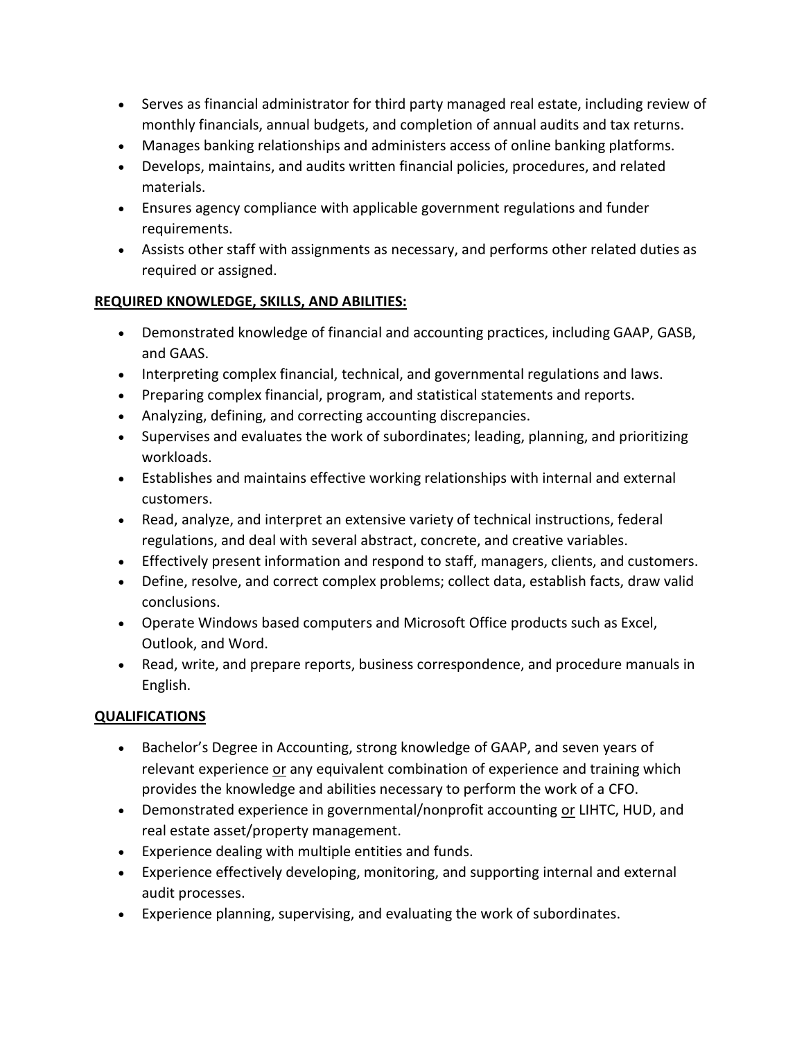- Serves as financial administrator for third party managed real estate, including review of monthly financials, annual budgets, and completion of annual audits and tax returns.
- Manages banking relationships and administers access of online banking platforms.
- Develops, maintains, and audits written financial policies, procedures, and related materials.
- Ensures agency compliance with applicable government regulations and funder requirements.
- Assists other staff with assignments as necessary, and performs other related duties as required or assigned.

**REQUIRED KNOWLEDGE, SKILLS, AND ABILITIES:**

- Demonstrated knowledge of financial and accounting practices, including GAAP, GASB, and GAAS.
- Interpreting complex financial, technical, and governmental regulations and laws.
- Preparing complex financial, program, and statistical statements and reports.
- Analyzing, defining, and correcting accounting discrepancies.
- Supervises and evaluates the work of subordinates; leading, planning, and prioritizing workloads.
- Establishes and maintains effective working relationships with internal and external customers.
- Read, analyze, and interpret an extensive variety of technical instructions, federal regulations, and deal with several abstract, concrete, and creative variables.
- Effectively present information and respond to staff, managers, clients, and customers.
- Define, resolve, and correct complex problems; collect data, establish facts, draw valid conclusions.
- Operate Windows based computers and Microsoft Office products such as Excel, Outlook, and Word.
- Read, write, and prepare reports, business correspondence, and procedure manuals in English.

**QUALIFICATIONS**

- Bachelor's Degree in Accounting, strong knowledge of GAAP, and seven years of relevant experience or any equivalent combination of experience and training which provides the knowledge and abilities necessary to perform the work of a CFO.
- Demonstrated experience in governmental/nonprofit accounting or LIHTC, HUD, and real estate asset/property management.
- Experience dealing with multiple entities and funds.
- Experience effectively developing, monitoring, and supporting internal and external audit processes.
- Experience planning, supervising, and evaluating the work of subordinates.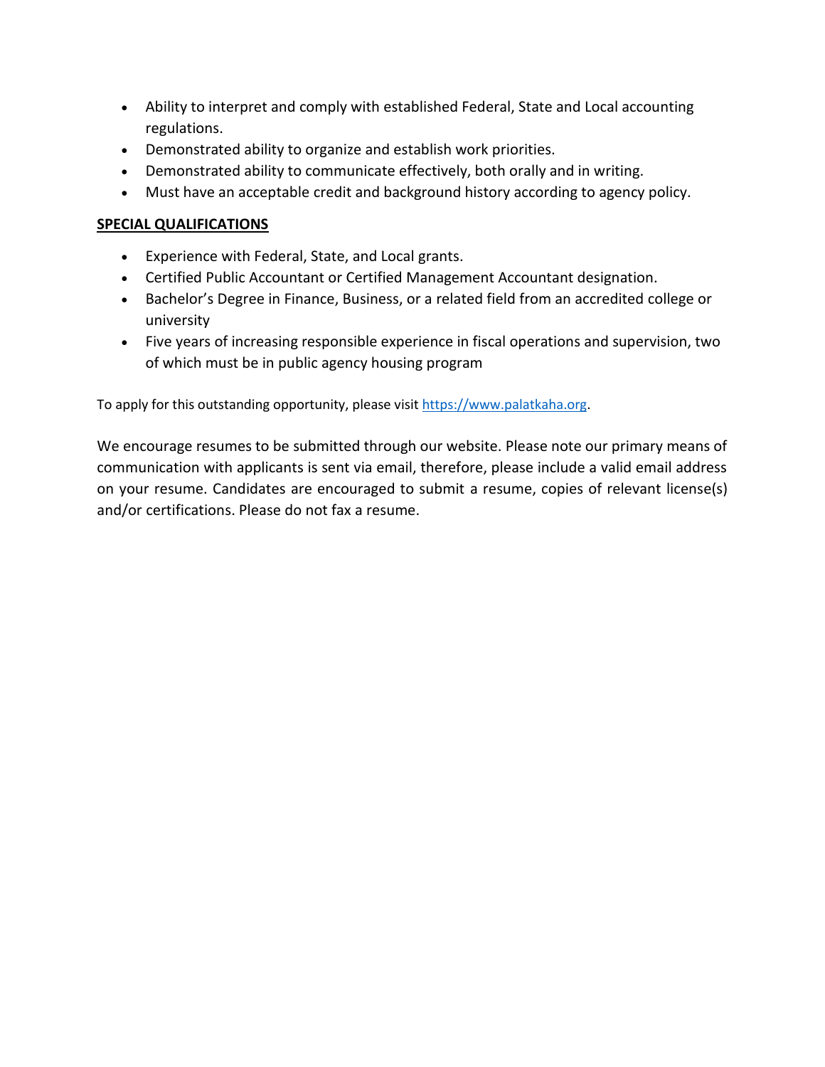- Ability to interpret and comply with established Federal, State and Local accounting regulations.
- Demonstrated ability to organize and establish work priorities.
- Demonstrated ability to communicate effectively, both orally and in writing.
- Must have an acceptable credit and background history according to agency policy.

**SPECIAL QUALIFICATIONS**

- Experience with Federal, State, and Local grants.
- Certified Public Accountant or Certified Management Accountant designation.
- Bachelor's Degree in Finance, Business, or a related field from an accredited college or university
- Five years of increasing responsible experience in fiscal operations and supervision, two of which must be in public agency housing program

To apply for this outstanding opportunity, please visit [https://www.palatkaha.org](https://www.palatkaha.org).

We encourage resumes to be submitted through our website. Please note our primary means of communication with applicants is sent via email, therefore, please include a valid email address on your resume. Candidates are encouraged to submit a resume, copies of relevant license(s) and/or certifications. Please do not fax a resume.